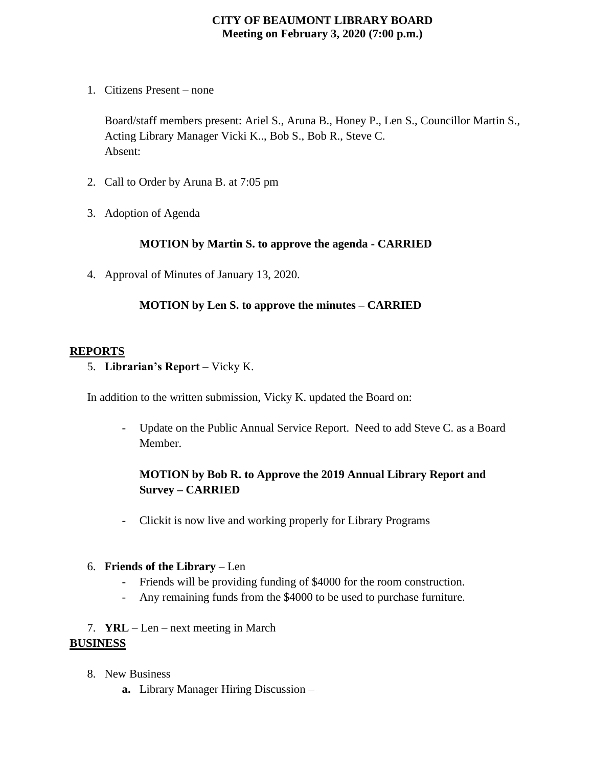**CITY OF BEAUMONT LIBRARY BOARD**
**Meeting on February 3, 2020 (7:00 p.m.)**

1. Citizens Present – none

   Board/staff members present: Ariel S., Aruna B., Honey P., Len S., Councillor Martin S., Acting Library Manager Vicki K.., Bob S., Bob R., Steve C.
   Absent:

2. Call to Order by Aruna B. at 7:05 pm

3. Adoption of Agenda

   **MOTION by Martin S. to approve the agenda - CARRIED**

4. Approval of Minutes of January 13, 2020.

   **MOTION by Len S. to approve the minutes – CARRIED**

## REPORTS

5. **Librarian's Report** – Vicky K.

In addition to the written submission, Vicky K. updated the Board on:

- Update on the Public Annual Service Report. Need to add Steve C. as a Board Member.

  **MOTION by Bob R. to Approve the 2019 Annual Library Report and Survey – CARRIED**

- Clickit is now live and working properly for Library Programs

6. **Friends of the Library** – Len
   - Friends will be providing funding of $4000 for the room construction.
   - Any remaining funds from the $4000 to be used to purchase furniture.

7. **YRL** – Len – next meeting in March

## BUSINESS

8. New Business
   **a.** Library Manager Hiring Discussion –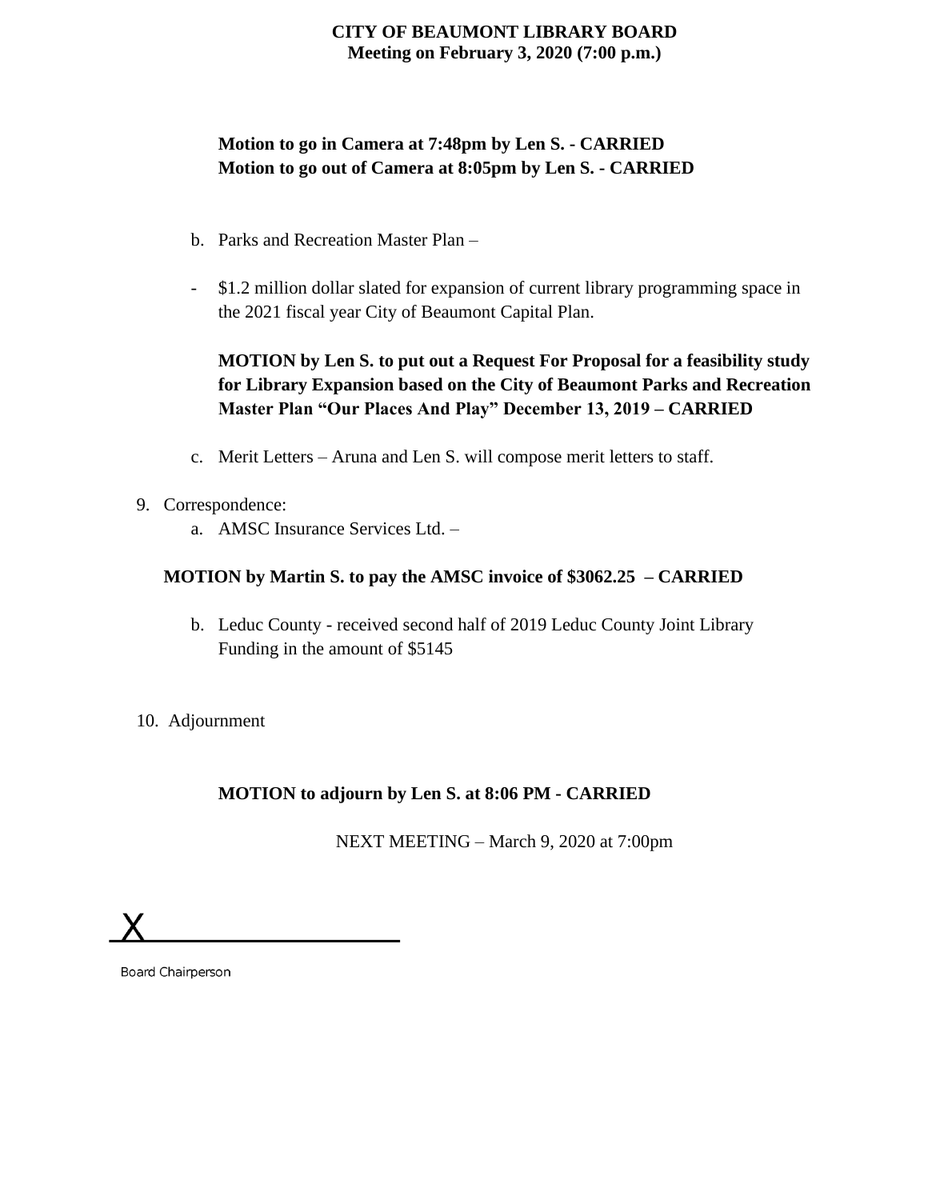**CITY OF BEAUMONT LIBRARY BOARD**
**Meeting on February 3, 2020 (7:00 p.m.)**

**Motion to go in Camera at 7:48pm by Len S. - CARRIED**
**Motion to go out of Camera at 8:05pm by Len S. - CARRIED**

b. Parks and Recreation Master Plan –

- $1.2 million dollar slated for expansion of current library programming space in the 2021 fiscal year City of Beaumont Capital Plan.

**MOTION by Len S. to put out a Request For Proposal for a feasibility study for Library Expansion based on the City of Beaumont Parks and Recreation Master Plan "Our Places And Play" December 13, 2019 – CARRIED**

c. Merit Letters – Aruna and Len S. will compose merit letters to staff.

9. Correspondence:
   a. AMSC Insurance Services Ltd. –

**MOTION by Martin S. to pay the AMSC invoice of $3062.25 – CARRIED**

   b. Leduc County - received second half of 2019 Leduc County Joint Library Funding in the amount of $5145

10. Adjournment

**MOTION to adjourn by Len S. at 8:06 PM - CARRIED**

NEXT MEETING – March 9, 2020 at 7:00pm

X\_\_\_\_\_\_\_\_\_\_\_\_\_\_\_\_\_\_\_\_

Board Chairperson